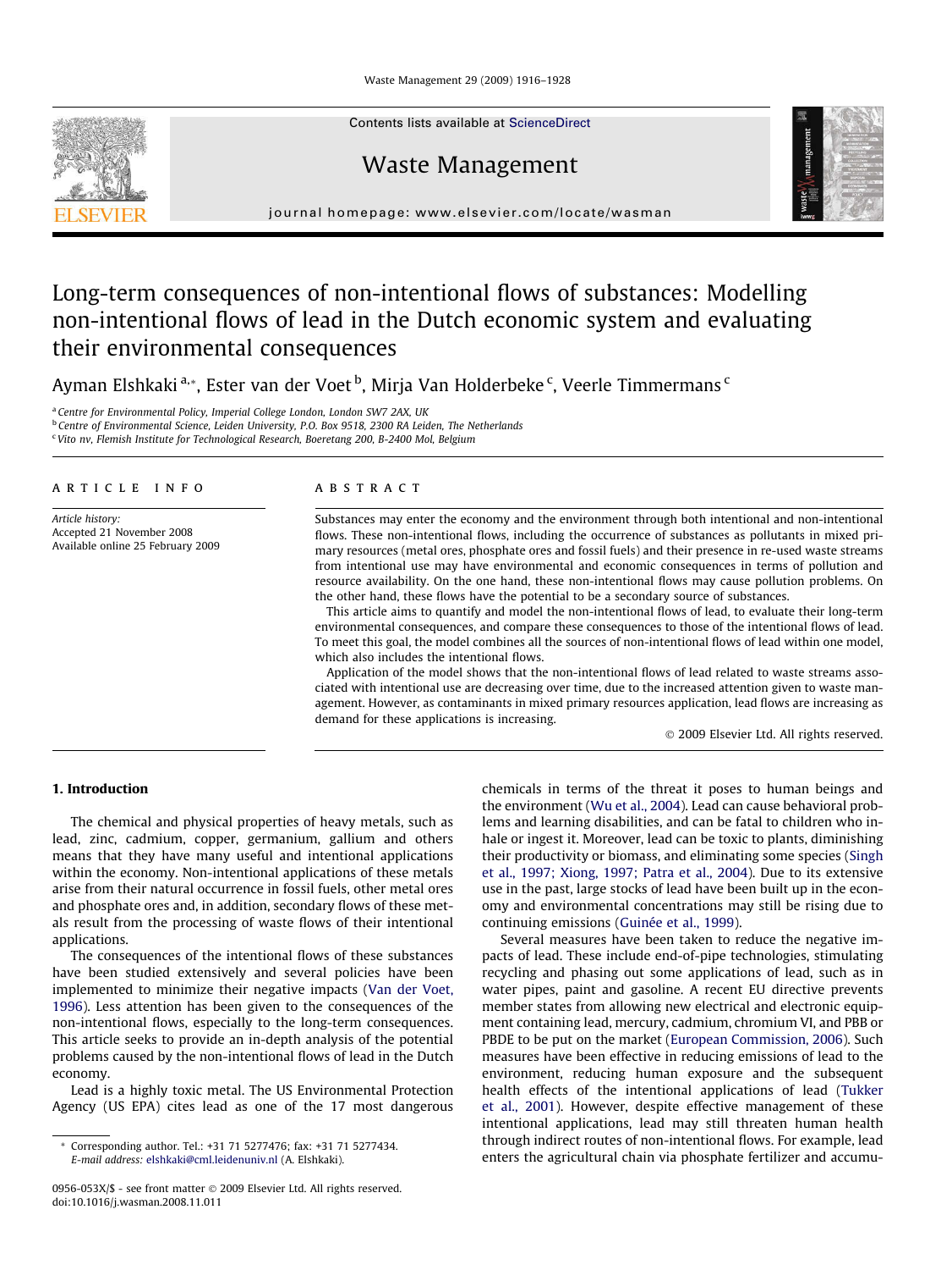# Long-term consequences of non-intentional flows of substances: Modelling non-intentional flows of lead in the Dutch economic system and evaluating their environmental consequences

Ayman Elshkaki [a,*], Ester van der Voet [b], Mirja Van Holderbeke [c], Veerle Timmermans [c]

[a] Centre for Environmental Policy, Imperial College London, London SW7 2AX, UK
[b] Centre of Environmental Science, Leiden University, P.O. Box 9518, 2300 RA Leiden, The Netherlands
[c] Vito nv, Flemish Institute for Technological Research, Boeretang 200, B-2400 Mol, Belgium

## ARTICLE INFO

*Article history:*
Accepted 21 November 2008
Available online 25 February 2009

## ABSTRACT

Substances may enter the economy and the environment through both intentional and non-intentional flows. These non-intentional flows, including the occurrence of substances as pollutants in mixed primary resources (metal ores, phosphate ores and fossil fuels) and their presence in re-used waste streams from intentional use may have environmental and economic consequences in terms of pollution and resource availability. On the one hand, these non-intentional flows may cause pollution problems. On the other hand, these flows have the potential to be a secondary source of substances.

This article aims to quantify and model the non-intentional flows of lead, to evaluate their long-term environmental consequences, and compare these consequences to those of the intentional flows of lead. To meet this goal, the model combines all the sources of non-intentional flows of lead within one model, which also includes the intentional flows.

Application of the model shows that the non-intentional flows of lead related to waste streams associated with intentional use are decreasing over time, due to the increased attention given to waste management. However, as contaminants in mixed primary resources application, lead flows are increasing as demand for these applications is increasing.

© 2009 Elsevier Ltd. All rights reserved.

## 1. Introduction

The chemical and physical properties of heavy metals, such as lead, zinc, cadmium, copper, germanium, gallium and others means that they have many useful and intentional applications within the economy. Non-intentional applications of these metals arise from their natural occurrence in fossil fuels, other metal ores and phosphate ores and, in addition, secondary flows of these metals result from the processing of waste flows of their intentional applications.

The consequences of the intentional flows of these substances have been studied extensively and several policies have been implemented to minimize their negative impacts (Van der Voet, 1996). Less attention has been given to the consequences of the non-intentional flows, especially to the long-term consequences. This article seeks to provide an in-depth analysis of the potential problems caused by the non-intentional flows of lead in the Dutch economy.

Lead is a highly toxic metal. The US Environmental Protection Agency (US EPA) cites lead as one of the 17 most dangerous chemicals in terms of the threat it poses to human beings and the environment (Wu et al., 2004). Lead can cause behavioral problems and learning disabilities, and can be fatal to children who inhale or ingest it. Moreover, lead can be toxic to plants, diminishing their productivity or biomass, and eliminating some species (Singh et al., 1997; Xiong, 1997; Patra et al., 2004). Due to its extensive use in the past, large stocks of lead have been built up in the economy and environmental concentrations may still be rising due to continuing emissions (Guinée et al., 1999).

Several measures have been taken to reduce the negative impacts of lead. These include end-of-pipe technologies, stimulating recycling and phasing out some applications of lead, such as in water pipes, paint and gasoline. A recent EU directive prevents member states from allowing new electrical and electronic equipment containing lead, mercury, cadmium, chromium VI, and PBB or PBDE to be put on the market (European Commission, 2006). Such measures have been effective in reducing emissions of lead to the environment, reducing human exposure and the subsequent health effects of the intentional applications of lead (Tukker et al., 2001). However, despite effective management of these intentional applications, lead may still threaten human health through indirect routes of non-intentional flows. For example, lead enters the agricultural chain via phosphate fertilizer and accumu-

* Corresponding author. Tel.: +31 71 5277476; fax: +31 71 5277434.
*E-mail address:* elshkaki@cml.leidenuniv.nl (A. Elshkaki).

0956-053X/$ - see front matter © 2009 Elsevier Ltd. All rights reserved.
doi:10.1016/j.wasman.2008.11.011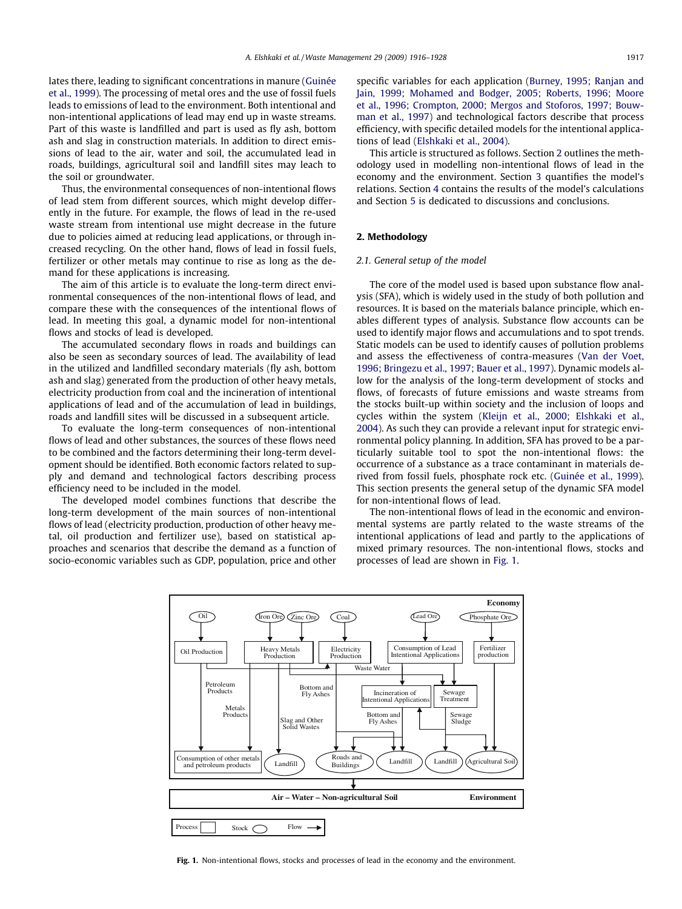lates there, leading to significant concentrations in manure (Guinée et al., 1999). The processing of metal ores and the use of fossil fuels leads to emissions of lead to the environment. Both intentional and non-intentional applications of lead may end up in waste streams. Part of this waste is landfilled and part is used as fly ash, bottom ash and slag in construction materials. In addition to direct emissions of lead to the air, water and soil, the accumulated lead in roads, buildings, agricultural soil and landfill sites may leach to the soil or groundwater.

Thus, the environmental consequences of non-intentional flows of lead stem from different sources, which might develop differently in the future. For example, the flows of lead in the re-used waste stream from intentional use might decrease in the future due to policies aimed at reducing lead applications, or through increased recycling. On the other hand, flows of lead in fossil fuels, fertilizer or other metals may continue to rise as long as the demand for these applications is increasing.

The aim of this article is to evaluate the long-term direct environmental consequences of the non-intentional flows of lead, and compare these with the consequences of the intentional flows of lead. In meeting this goal, a dynamic model for non-intentional flows and stocks of lead is developed.

The accumulated secondary flows in roads and buildings can also be seen as secondary sources of lead. The availability of lead in the utilized and landfilled secondary materials (fly ash, bottom ash and slag) generated from the production of other heavy metals, electricity production from coal and the incineration of intentional applications of lead and of the accumulation of lead in buildings, roads and landfill sites will be discussed in a subsequent article.

To evaluate the long-term consequences of non-intentional flows of lead and other substances, the sources of these flows need to be combined and the factors determining their long-term development should be identified. Both economic factors related to supply and demand and technological factors describing process efficiency need to be included in the model.

The developed model combines functions that describe the long-term development of the main sources of non-intentional flows of lead (electricity production, production of other heavy metal, oil production and fertilizer use), based on statistical approaches and scenarios that describe the demand as a function of socio-economic variables such as GDP, population, price and other specific variables for each application (Burney, 1995; Ranjan and Jain, 1999; Mohamed and Bodger, 2005; Roberts, 1996; Moore et al., 1996; Crompton, 2000; Mergos and Stoforos, 1997; Bouwman et al., 1997) and technological factors describe that process efficiency, with specific detailed models for the intentional applications of lead (Elshkaki et al., 2004).

This article is structured as follows. Section 2 outlines the methodology used in modelling non-intentional flows of lead in the economy and the environment. Section 3 quantifies the model's relations. Section 4 contains the results of the model's calculations and Section 5 is dedicated to discussions and conclusions.

## 2. Methodology

### 2.1. General setup of the model

The core of the model used is based upon substance flow analysis (SFA), which is widely used in the study of both pollution and resources. It is based on the materials balance principle, which enables different types of analysis. Substance flow accounts can be used to identify major flows and accumulations and to spot trends. Static models can be used to identify causes of pollution problems and assess the effectiveness of contra-measures (Van der Voet, 1996; Bringezu et al., 1997; Bauer et al., 1997). Dynamic models allow for the analysis of the long-term development of stocks and flows, of forecasts of future emissions and waste streams from the stocks built-up within society and the inclusion of loops and cycles within the system (Kleijn et al., 2000; Elshkaki et al., 2004). As such they can provide a relevant input for strategic environmental policy planning. In addition, SFA has proved to be a particularly suitable tool to spot the non-intentional flows: the occurrence of a substance as a trace contaminant in materials derived from fossil fuels, phosphate rock etc. (Guinée et al., 1999). This section presents the general setup of the dynamic SFA model for non-intentional flows of lead.

The non-intentional flows of lead in the economic and environmental systems are partly related to the waste streams of the intentional applications of lead and partly to the applications of mixed primary resources. The non-intentional flows, stocks and processes of lead are shown in Fig. 1.

Economy

Oil

Iron Ore

Zinc Ore

Coal

Lead Ore

Phosphate Ore

Oil Production

Heavy Metals Production

Electricity Production

Consumption of Lead Intentional Applications

Fertilizer production

Waste Water

Petroleum Products

Metals Products

Bottom and Fly Ashes

Slag and Other Solid Wastes

Incineration of Intentional Applications

Sewage Treatment

Bottom and Fly Ashes

Sewage Sludge

Consumption of other metals and petroleum products

Landfill

Roads and Buildings

Landfill

Landfill

Agricultural Soil

Air – Water – Non-agricultural Soil

Environment

Process

Stock

Flow

Fig. 1. Non-intentional flows, stocks and processes of lead in the economy and the environment.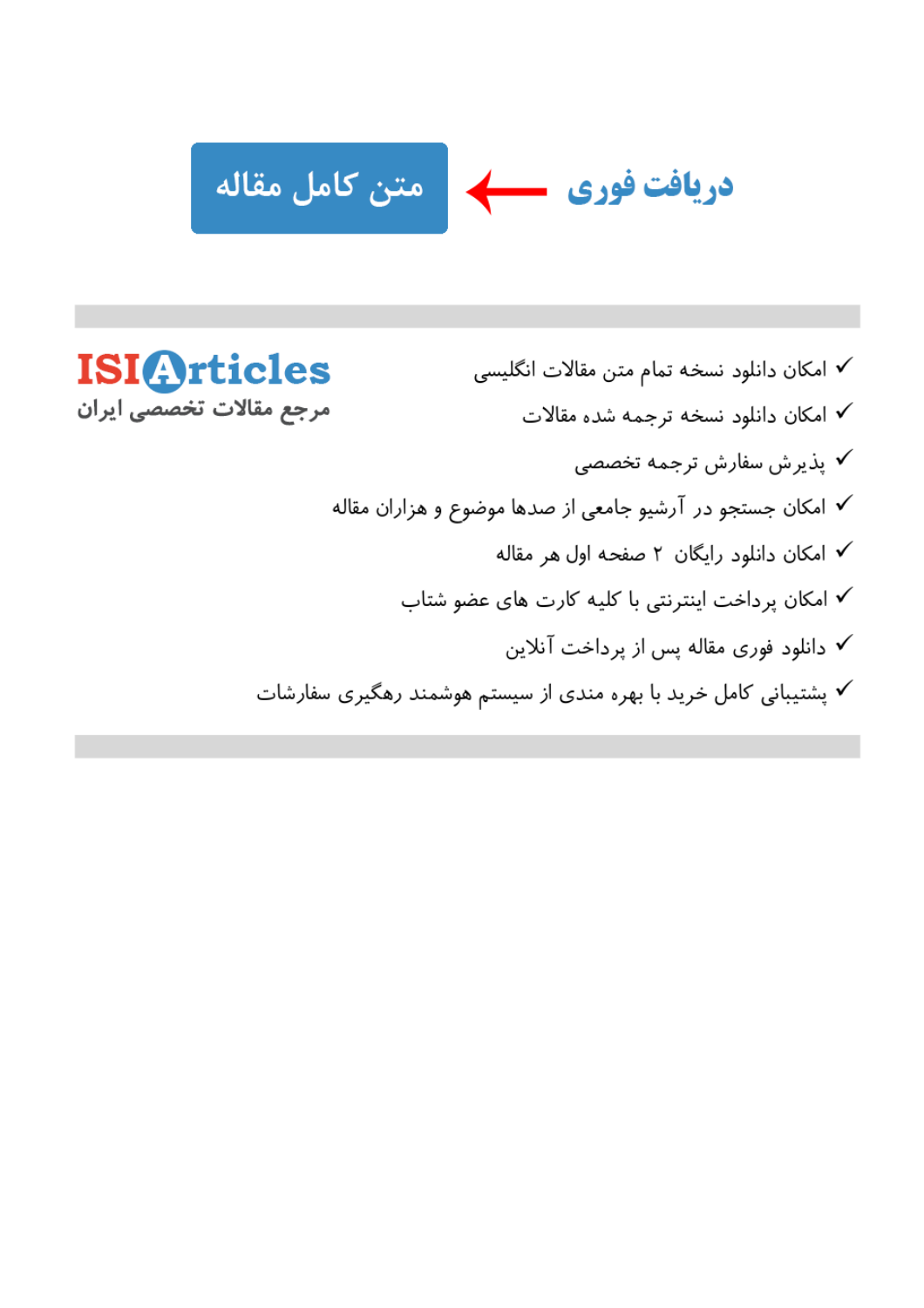دریافت فوری ← متن کامل مقاله

**ISIArticles**
مرجع مقالات تخصصی ایران

- ✓ امکان دانلود نسخه تمام متن مقالات انگلیسی
- ✓ امکان دانلود نسخه ترجمه شده مقالات
- ✓ پذیرش سفارش ترجمه تخصصی
- ✓ امکان جستجو در آرشیو جامعی از صدها موضوع و هزاران مقاله
- ✓ امکان دانلود رایگان ۲ صفحه اول هر مقاله
- ✓ امکان پرداخت اینترنتی با کلیه کارت های عضو شتاب
- ✓ دانلود فوری مقاله پس از پرداخت آنلاین
- ✓ پشتیبانی کامل خرید با بهره مندی از سیستم هوشمند رهگیری سفارشات